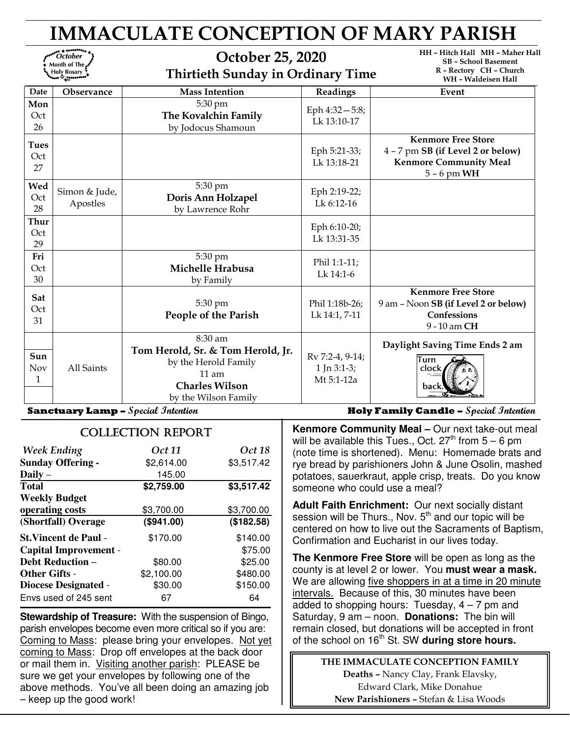# IMMACULATE CONCEPTION OF MARY PARISH

October Month of The Holy Rosary

## October 25, 2020

### Thirtieth Sunday in Ordinary Time

HH – Hitch Hall MH – Maher Hall
SB – School Basement
R – Rectory CH – Church
WH – Waldeisen Hall

| Date | Observance | Mass Intention | Readings | Event |
|---|---|---|---|---|
| Mon Oct 26 | | 5:30 pm **The Kovalchin Family** by Jodocus Shamoun | Eph 4:32—5:8; Lk 13:10-17 | |
| Tues Oct 27 | | | Eph 5:21-33; Lk 13:18-21 | **Kenmore Free Store** 4 – 7 pm **SB (if Level 2 or below)** **Kenmore Community Meal** 5 – 6 pm **WH** |
| Wed Oct 28 | Simon & Jude, Apostles | 5:30 pm **Doris Ann Holzapel** by Lawrence Rohr | Eph 2:19-22; Lk 6:12-16 | |
| Thur Oct 29 | | | Eph 6:10-20; Lk 13:31-35 | |
| Fri Oct 30 | | 5:30 pm **Michelle Hrabusa** by Family | Phil 1:1-11; Lk 14:1-6 | |
| Sat Oct 31 | | 5:30 pm **People of the Parish** | Phil 1:18b-26; Lk 14:1, 7-11 | **Kenmore Free Store** 9 am – Noon **SB (if Level 2 or below)** **Confessions** 9 - 10 am **CH** |
| Sun Nov 1 | All Saints | 8:30 am **Tom Herold, Sr. & Tom Herold, Jr.** by the Herold Family 11 am **Charles Wilson** by the Wilson Family | Rv 7:2-4, 9-14; 1 Jn 3:1-3; Mt 5:1-12a | **Daylight Saving Time Ends 2 am** Turn clock back. |

**Sanctuary Lamp –** *Special Intention*

**Holy Family Candle –** *Special Intention*

## COLLECTION REPORT

| *Week Ending* | *Oct 11* | *Oct 18* |
|---|---|---|
| **Sunday Offering -** | $2,614.00 | $3,517.42 |
| **Daily –** | 145.00 | |
| **Total** | **$2,759.00** | **$3,517.42** |
| **Weekly Budget operating costs** | $3,700.00 | $3,700.00 |
| **(Shortfall) Overage** | **($941.00)** | **($182.58)** |
| **St.Vincent de Paul -** | $170.00 | $140.00 |
| **Capital Improvement -** | | $75.00 |
| **Debt Reduction –** | $80.00 | $25.00 |
| **Other Gifts -** | $2,100.00 | $480.00 |
| **Diocese Designated -** | $30.00 | $150.00 |
| Envs used of 245 sent | 67 | 64 |

**Stewardship of Treasure:** With the suspension of Bingo, parish envelopes become even more critical so if you are: Coming to Mass: please bring your envelopes. Not yet coming to Mass: Drop off envelopes at the back door or mail them in. Visiting another parish: PLEASE be sure we get your envelopes by following one of the above methods. You've all been doing an amazing job – keep up the good work!

**Kenmore Community Meal –** Our next take-out meal will be available this Tues., Oct. 27th from 5 – 6 pm (note time is shortened). Menu: Homemade brats and rye bread by parishioners John & June Osolin, mashed potatoes, sauerkraut, apple crisp, treats. Do you know someone who could use a meal?

**Adult Faith Enrichment:** Our next socially distant session will be Thurs., Nov. 5th and our topic will be centered on how to live out the Sacraments of Baptism, Confirmation and Eucharist in our lives today.

**The Kenmore Free Store** will be open as long as the county is at level 2 or lower. You **must wear a mask.** We are allowing five shoppers in at a time in 20 minute intervals. Because of this, 30 minutes have been added to shopping hours: Tuesday, 4 – 7 pm and Saturday, 9 am – noon. **Donations:** The bin will remain closed, but donations will be accepted in front of the school on 16th St. SW **during store hours.**

**THE IMMACULATE CONCEPTION FAMILY**

**Deaths –** Nancy Clay, Frank Elavsky, Edward Clark, Mike Donahue

**New Parishioners –** Stefan & Lisa Woods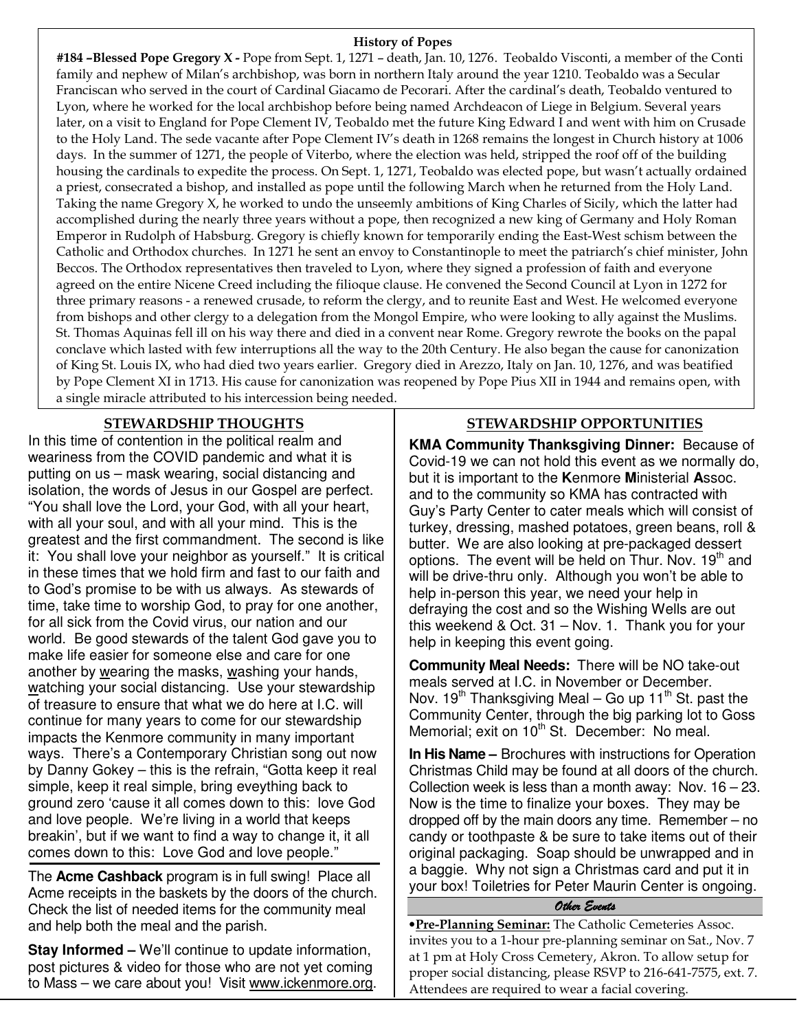**History of Popes**

**#184 –Blessed Pope Gregory X -** Pope from Sept. 1, 1271 – death, Jan. 10, 1276. Teobaldo Visconti, a member of the Conti family and nephew of Milan's archbishop, was born in northern Italy around the year 1210. Teobaldo was a Secular Franciscan who served in the court of Cardinal Giacamo de Pecorari. After the cardinal's death, Teobaldo ventured to Lyon, where he worked for the local archbishop before being named Archdeacon of Liege in Belgium. Several years later, on a visit to England for Pope Clement IV, Teobaldo met the future King Edward I and went with him on Crusade to the Holy Land. The sede vacante after Pope Clement IV's death in 1268 remains the longest in Church history at 1006 days. In the summer of 1271, the people of Viterbo, where the election was held, stripped the roof off of the building housing the cardinals to expedite the process. On Sept. 1, 1271, Teobaldo was elected pope, but wasn't actually ordained a priest, consecrated a bishop, and installed as pope until the following March when he returned from the Holy Land. Taking the name Gregory X, he worked to undo the unseemly ambitions of King Charles of Sicily, which the latter had accomplished during the nearly three years without a pope, then recognized a new king of Germany and Holy Roman Emperor in Rudolph of Habsburg. Gregory is chiefly known for temporarily ending the East-West schism between the Catholic and Orthodox churches. In 1271 he sent an envoy to Constantinople to meet the patriarch's chief minister, John Beccos. The Orthodox representatives then traveled to Lyon, where they signed a profession of faith and everyone agreed on the entire Nicene Creed including the filioque clause. He convened the Second Council at Lyon in 1272 for three primary reasons - a renewed crusade, to reform the clergy, and to reunite East and West. He welcomed everyone from bishops and other clergy to a delegation from the Mongol Empire, who were looking to ally against the Muslims. St. Thomas Aquinas fell ill on his way there and died in a convent near Rome. Gregory rewrote the books on the papal conclave which lasted with few interruptions all the way to the 20th Century. He also began the cause for canonization of King St. Louis IX, who had died two years earlier. Gregory died in Arezzo, Italy on Jan. 10, 1276, and was beatified by Pope Clement XI in 1713. His cause for canonization was reopened by Pope Pius XII in 1944 and remains open, with a single miracle attributed to his intercession being needed.

## STEWARDSHIP THOUGHTS

In this time of contention in the political realm and weariness from the COVID pandemic and what it is putting on us – mask wearing, social distancing and isolation, the words of Jesus in our Gospel are perfect. "You shall love the Lord, your God, with all your heart, with all your soul, and with all your mind. This is the greatest and the first commandment. The second is like it: You shall love your neighbor as yourself." It is critical in these times that we hold firm and fast to our faith and to God's promise to be with us always. As stewards of time, take time to worship God, to pray for one another, for all sick from the Covid virus, our nation and our world. Be good stewards of the talent God gave you to make life easier for someone else and care for one another by wearing the masks, washing your hands, watching your social distancing. Use your stewardship of treasure to ensure that what we do here at I.C. will continue for many years to come for our stewardship impacts the Kenmore community in many important ways. There's a Contemporary Christian song out now by Danny Gokey – this is the refrain, "Gotta keep it real simple, keep it real simple, bring eveything back to ground zero 'cause it all comes down to this: love God and love people. We're living in a world that keeps breakin', but if we want to find a way to change it, it all comes down to this: Love God and love people."

---

The **Acme Cashback** program is in full swing! Place all Acme receipts in the baskets by the doors of the church. Check the list of needed items for the community meal and help both the meal and the parish.

**Stay Informed –** We'll continue to update information, post pictures & video for those who are not yet coming to Mass – we care about you! Visit www.ickenmore.org.

## STEWARDSHIP OPPORTUNITIES

**KMA Community Thanksgiving Dinner:** Because of Covid-19 we can not hold this event as we normally do, but it is important to the **K**enmore **M**inisterial **A**ssoc. and to the community so KMA has contracted with Guy's Party Center to cater meals which will consist of turkey, dressing, mashed potatoes, green beans, roll & butter. We are also looking at pre-packaged dessert options. The event will be held on Thur. Nov. 19th and will be drive-thru only. Although you won't be able to help in-person this year, we need your help in defraying the cost and so the Wishing Wells are out this weekend & Oct. 31 – Nov. 1. Thank you for your help in keeping this event going.

**Community Meal Needs:** There will be NO take-out meals served at I.C. in November or December. Nov. 19th Thanksgiving Meal – Go up 11th St. past the Community Center, through the big parking lot to Goss Memorial; exit on 10th St. December: No meal.

**In His Name –** Brochures with instructions for Operation Christmas Child may be found at all doors of the church. Collection week is less than a month away: Nov. 16 – 23. Now is the time to finalize your boxes. They may be dropped off by the main doors any time. Remember – no candy or toothpaste & be sure to take items out of their original packaging. Soap should be unwrapped and in a baggie. Why not sign a Christmas card and put it in your box! Toiletries for Peter Maurin Center is ongoing.

### *Other Events*

- **Pre-Planning Seminar:** The Catholic Cemeteries Assoc. invites you to a 1-hour pre-planning seminar on Sat., Nov. 7 at 1 pm at Holy Cross Cemetery, Akron. To allow setup for proper social distancing, please RSVP to 216-641-7575, ext. 7. Attendees are required to wear a facial covering.